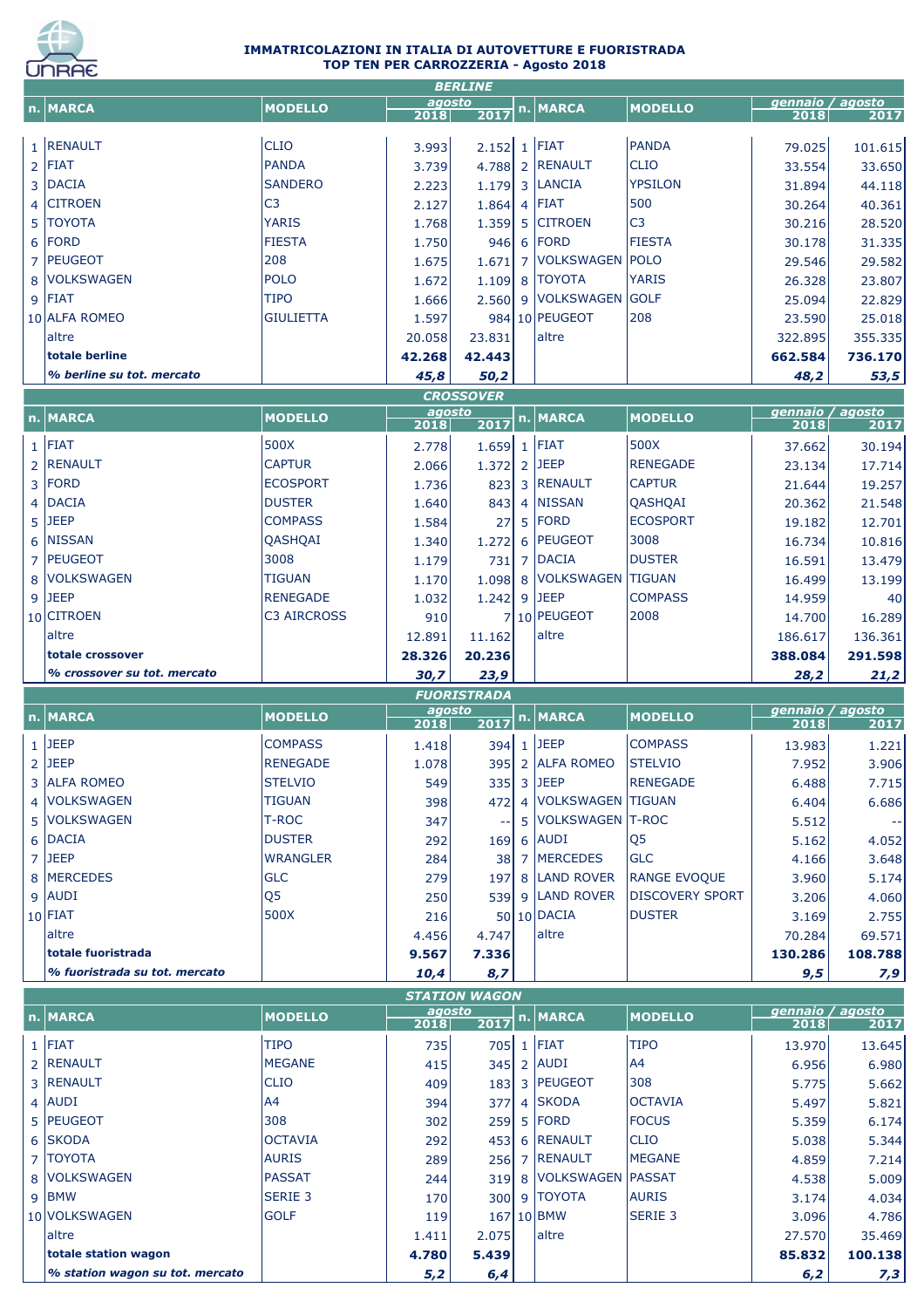# IMMATRICOLAZIONI IN ITALIA DI AUTOVETTURE E FUORISTRADA
## TOP TEN PER CARROZZERIA - Agosto 2018

### BERLINE

| n. | MARCA | MODELLO | agosto 2018 | agosto 2017 | n. | MARCA | MODELLO | gennaio / agosto 2018 | gennaio / agosto 2017 |
|---|---|---|---|---|---|---|---|---|---|
| 1 | RENAULT | CLIO | 3.993 | 2.152 | 1 | FIAT | PANDA | 79.025 | 101.615 |
| 2 | FIAT | PANDA | 3.739 | 4.788 | 2 | RENAULT | CLIO | 33.554 | 33.650 |
| 3 | DACIA | SANDERO | 2.223 | 1.179 | 3 | LANCIA | YPSILON | 31.894 | 44.118 |
| 4 | CITROEN | C3 | 2.127 | 1.864 | 4 | FIAT | 500 | 30.264 | 40.361 |
| 5 | TOYOTA | YARIS | 1.768 | 1.359 | 5 | CITROEN | C3 | 30.216 | 28.520 |
| 6 | FORD | FIESTA | 1.750 | 946 | 6 | FORD | FIESTA | 30.178 | 31.335 |
| 7 | PEUGEOT | 208 | 1.675 | 1.671 | 7 | VOLKSWAGEN | POLO | 29.546 | 29.582 |
| 8 | VOLKSWAGEN | POLO | 1.672 | 1.109 | 8 | TOYOTA | YARIS | 26.328 | 23.807 |
| 9 | FIAT | TIPO | 1.666 | 2.560 | 9 | VOLKSWAGEN | GOLF | 25.094 | 22.829 |
| 10 | ALFA ROMEO | GIULIETTA | 1.597 | 984 | 10 | PEUGEOT | 208 | 23.590 | 25.018 |
| | altre | | 20.058 | 23.831 | | altre | | 322.895 | 355.335 |
| | **totale berline** | | **42.268** | **42.443** | | | | **662.584** | **736.170** |
| | ***% berline su tot. mercato*** | | ***45,8*** | ***50,2*** | | | | ***48,2*** | ***53,5*** |

### CROSSOVER

| n. | MARCA | MODELLO | agosto 2018 | agosto 2017 | n. | MARCA | MODELLO | gennaio / agosto 2018 | gennaio / agosto 2017 |
|---|---|---|---|---|---|---|---|---|---|
| 1 | FIAT | 500X | 2.778 | 1.659 | 1 | FIAT | 500X | 37.662 | 30.194 |
| 2 | RENAULT | CAPTUR | 2.066 | 1.372 | 2 | JEEP | RENEGADE | 23.134 | 17.714 |
| 3 | FORD | ECOSPORT | 1.736 | 823 | 3 | RENAULT | CAPTUR | 21.644 | 19.257 |
| 4 | DACIA | DUSTER | 1.640 | 843 | 4 | NISSAN | QASHQAI | 20.362 | 21.548 |
| 5 | JEEP | COMPASS | 1.584 | 27 | 5 | FORD | ECOSPORT | 19.182 | 12.701 |
| 6 | NISSAN | QASHQAI | 1.340 | 1.272 | 6 | PEUGEOT | 3008 | 16.734 | 10.816 |
| 7 | PEUGEOT | 3008 | 1.179 | 731 | 7 | DACIA | DUSTER | 16.591 | 13.479 |
| 8 | VOLKSWAGEN | TIGUAN | 1.170 | 1.098 | 8 | VOLKSWAGEN | TIGUAN | 16.499 | 13.199 |
| 9 | JEEP | RENEGADE | 1.032 | 1.242 | 9 | JEEP | COMPASS | 14.959 | 40 |
| 10 | CITROEN | C3 AIRCROSS | 910 | 7 | 10 | PEUGEOT | 2008 | 14.700 | 16.289 |
| | altre | | 12.891 | 11.162 | | altre | | 186.617 | 136.361 |
| | **totale crossover** | | **28.326** | **20.236** | | | | **388.084** | **291.598** |
| | ***% crossover su tot. mercato*** | | ***30,7*** | ***23,9*** | | | | ***28,2*** | ***21,2*** |

### FUORISTRADA

| n. | MARCA | MODELLO | agosto 2018 | agosto 2017 | n. | MARCA | MODELLO | gennaio / agosto 2018 | gennaio / agosto 2017 |
|---|---|---|---|---|---|---|---|---|---|
| 1 | JEEP | COMPASS | 1.418 | 394 | 1 | JEEP | COMPASS | 13.983 | 1.221 |
| 2 | JEEP | RENEGADE | 1.078 | 395 | 2 | ALFA ROMEO | STELVIO | 7.952 | 3.906 |
| 3 | ALFA ROMEO | STELVIO | 549 | 335 | 3 | JEEP | RENEGADE | 6.488 | 7.715 |
| 4 | VOLKSWAGEN | TIGUAN | 398 | 472 | 4 | VOLKSWAGEN | TIGUAN | 6.404 | 6.686 |
| 5 | VOLKSWAGEN | T-ROC | 347 | -- | 5 | VOLKSWAGEN | T-ROC | 5.512 | -- |
| 6 | DACIA | DUSTER | 292 | 169 | 6 | AUDI | Q5 | 5.162 | 4.052 |
| 7 | JEEP | WRANGLER | 284 | 38 | 7 | MERCEDES | GLC | 4.166 | 3.648 |
| 8 | MERCEDES | GLC | 279 | 197 | 8 | LAND ROVER | RANGE EVOQUE | 3.960 | 5.174 |
| 9 | AUDI | Q5 | 250 | 539 | 9 | LAND ROVER | DISCOVERY SPORT | 3.206 | 4.060 |
| 10 | FIAT | 500X | 216 | 50 | 10 | DACIA | DUSTER | 3.169 | 2.755 |
| | altre | | 4.456 | 4.747 | | altre | | 70.284 | 69.571 |
| | **totale fuoristrada** | | **9.567** | **7.336** | | | | **130.286** | **108.788** |
| | ***% fuoristrada su tot. mercato*** | | ***10,4*** | ***8,7*** | | | | ***9,5*** | ***7,9*** |

### STATION WAGON

| n. | MARCA | MODELLO | agosto 2018 | agosto 2017 | n. | MARCA | MODELLO | gennaio / agosto 2018 | gennaio / agosto 2017 |
|---|---|---|---|---|---|---|---|---|---|
| 1 | FIAT | TIPO | 735 | 705 | 1 | FIAT | TIPO | 13.970 | 13.645 |
| 2 | RENAULT | MEGANE | 415 | 345 | 2 | AUDI | A4 | 6.956 | 6.980 |
| 3 | RENAULT | CLIO | 409 | 183 | 3 | PEUGEOT | 308 | 5.775 | 5.662 |
| 4 | AUDI | A4 | 394 | 377 | 4 | SKODA | OCTAVIA | 5.497 | 5.821 |
| 5 | PEUGEOT | 308 | 302 | 259 | 5 | FORD | FOCUS | 5.359 | 6.174 |
| 6 | SKODA | OCTAVIA | 292 | 453 | 6 | RENAULT | CLIO | 5.038 | 5.344 |
| 7 | TOYOTA | AURIS | 289 | 256 | 7 | RENAULT | MEGANE | 4.859 | 7.214 |
| 8 | VOLKSWAGEN | PASSAT | 244 | 319 | 8 | VOLKSWAGEN | PASSAT | 4.538 | 5.009 |
| 9 | BMW | SERIE 3 | 170 | 300 | 9 | TOYOTA | AURIS | 3.174 | 4.034 |
| 10 | VOLKSWAGEN | GOLF | 119 | 167 | 10 | BMW | SERIE 3 | 3.096 | 4.786 |
| | altre | | 1.411 | 2.075 | | altre | | 27.570 | 35.469 |
| | **totale station wagon** | | **4.780** | **5.439** | | | | **85.832** | **100.138** |
| | ***% station wagon su tot. mercato*** | | ***5,2*** | ***6,4*** | | | | ***6,2*** | ***7,3*** |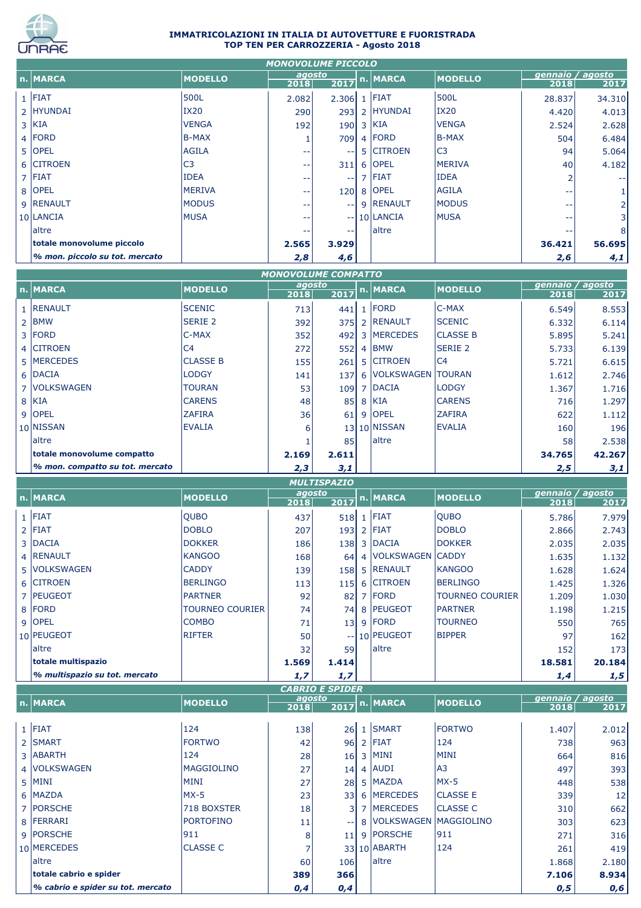# IMMATRICOLAZIONI IN ITALIA DI AUTOVETTURE E FUORISTRADA
## TOP TEN PER CARROZZERIA - Agosto 2018

### MONOVOLUME PICCOLO

| n. | MARCA | MODELLO | agosto 2018 | agosto 2017 | n. | MARCA | MODELLO | gennaio / agosto 2018 | gennaio / agosto 2017 |
|---|---|---|---|---|---|---|---|---|---|
| 1 | FIAT | 500L | 2.082 | 2.306 | 1 | FIAT | 500L | 28.837 | 34.310 |
| 2 | HYUNDAI | IX20 | 290 | 293 | 2 | HYUNDAI | IX20 | 4.420 | 4.013 |
| 3 | KIA | VENGA | 192 | 190 | 3 | KIA | VENGA | 2.524 | 2.628 |
| 4 | FORD | B-MAX | 1 | 709 | 4 | FORD | B-MAX | 504 | 6.484 |
| 5 | OPEL | AGILA | -- | -- | 5 | CITROEN | C3 | 94 | 5.064 |
| 6 | CITROEN | C3 | -- | 311 | 6 | OPEL | MERIVA | 40 | 4.182 |
| 7 | FIAT | IDEA | -- | -- | 7 | FIAT | IDEA | 2 | -- |
| 8 | OPEL | MERIVA | -- | 120 | 8 | OPEL | AGILA | -- | 1 |
| 9 | RENAULT | MODUS | -- | -- | 9 | RENAULT | MODUS | -- | 2 |
| 10 | LANCIA | MUSA | -- | -- | 10 | LANCIA | MUSA | -- | 3 |
| | altre | | -- | -- | | altre | | -- | 8 |
| | **totale monovolume piccolo** | | **2.565** | **3.929** | | | | **36.421** | **56.695** |
| | ***% mon. piccolo su tot. mercato*** | | ***2,8*** | ***4,6*** | | | | ***2,6*** | ***4,1*** |

### MONOVOLUME COMPATTO

| n. | MARCA | MODELLO | agosto 2018 | agosto 2017 | n. | MARCA | MODELLO | gennaio / agosto 2018 | gennaio / agosto 2017 |
|---|---|---|---|---|---|---|---|---|---|
| 1 | RENAULT | SCENIC | 713 | 441 | 1 | FORD | C-MAX | 6.549 | 8.553 |
| 2 | BMW | SERIE 2 | 392 | 375 | 2 | RENAULT | SCENIC | 6.332 | 6.114 |
| 3 | FORD | C-MAX | 352 | 492 | 3 | MERCEDES | CLASSE B | 5.895 | 5.241 |
| 4 | CITROEN | C4 | 272 | 552 | 4 | BMW | SERIE 2 | 5.733 | 6.139 |
| 5 | MERCEDES | CLASSE B | 155 | 261 | 5 | CITROEN | C4 | 5.721 | 6.615 |
| 6 | DACIA | LODGY | 141 | 137 | 6 | VOLKSWAGEN | TOURAN | 1.612 | 2.746 |
| 7 | VOLKSWAGEN | TOURAN | 53 | 109 | 7 | DACIA | LODGY | 1.367 | 1.716 |
| 8 | KIA | CARENS | 48 | 85 | 8 | KIA | CARENS | 716 | 1.297 |
| 9 | OPEL | ZAFIRA | 36 | 61 | 9 | OPEL | ZAFIRA | 622 | 1.112 |
| 10 | NISSAN | EVALIA | 6 | 13 | 10 | NISSAN | EVALIA | 160 | 196 |
| | altre | | 1 | 85 | | altre | | 58 | 2.538 |
| | **totale monovolume compatto** | | **2.169** | **2.611** | | | | **34.765** | **42.267** |
| | ***% mon. compatto su tot. mercato*** | | ***2,3*** | ***3,1*** | | | | ***2,5*** | ***3,1*** |

### MULTISPAZIO

| n. | MARCA | MODELLO | agosto 2018 | agosto 2017 | n. | MARCA | MODELLO | gennaio / agosto 2018 | gennaio / agosto 2017 |
|---|---|---|---|---|---|---|---|---|---|
| 1 | FIAT | QUBO | 437 | 518 | 1 | FIAT | QUBO | 5.786 | 7.979 |
| 2 | FIAT | DOBLO | 207 | 193 | 2 | FIAT | DOBLO | 2.866 | 2.743 |
| 3 | DACIA | DOKKER | 186 | 138 | 3 | DACIA | DOKKER | 2.035 | 2.035 |
| 4 | RENAULT | KANGOO | 168 | 64 | 4 | VOLKSWAGEN | CADDY | 1.635 | 1.132 |
| 5 | VOLKSWAGEN | CADDY | 139 | 158 | 5 | RENAULT | KANGOO | 1.628 | 1.624 |
| 6 | CITROEN | BERLINGO | 113 | 115 | 6 | CITROEN | BERLINGO | 1.425 | 1.326 |
| 7 | PEUGEOT | PARTNER | 92 | 82 | 7 | FORD | TOURNEO COURIER | 1.209 | 1.030 |
| 8 | FORD | TOURNEO COURIER | 74 | 74 | 8 | PEUGEOT | PARTNER | 1.198 | 1.215 |
| 9 | OPEL | COMBO | 71 | 13 | 9 | FORD | TOURNEO | 550 | 765 |
| 10 | PEUGEOT | RIFTER | 50 | -- | 10 | PEUGEOT | BIPPER | 97 | 162 |
| | altre | | 32 | 59 | | altre | | 152 | 173 |
| | **totale multispazio** | | **1.569** | **1.414** | | | | **18.581** | **20.184** |
| | ***% multispazio su tot. mercato*** | | ***1,7*** | ***1,7*** | | | | ***1,4*** | ***1,5*** |

### CABRIO E SPIDER

| n. | MARCA | MODELLO | agosto 2018 | agosto 2017 | n. | MARCA | MODELLO | gennaio / agosto 2018 | gennaio / agosto 2017 |
|---|---|---|---|---|---|---|---|---|---|
| 1 | FIAT | 124 | 138 | 26 | 1 | SMART | FORTWO | 1.407 | 2.012 |
| 2 | SMART | FORTWO | 42 | 96 | 2 | FIAT | 124 | 738 | 963 |
| 3 | ABARTH | 124 | 28 | 16 | 3 | MINI | MINI | 664 | 816 |
| 4 | VOLKSWAGEN | MAGGIOLINO | 27 | 14 | 4 | AUDI | A3 | 497 | 393 |
| 5 | MINI | MINI | 27 | 28 | 5 | MAZDA | MX-5 | 448 | 538 |
| 6 | MAZDA | MX-5 | 23 | 33 | 6 | MERCEDES | CLASSE E | 339 | 12 |
| 7 | PORSCHE | 718 BOXSTER | 18 | 3 | 7 | MERCEDES | CLASSE C | 310 | 662 |
| 8 | FERRARI | PORTOFINO | 11 | -- | 8 | VOLKSWAGEN | MAGGIOLINO | 303 | 623 |
| 9 | PORSCHE | 911 | 8 | 11 | 9 | PORSCHE | 911 | 271 | 316 |
| 10 | MERCEDES | CLASSE C | 7 | 33 | 10 | ABARTH | 124 | 261 | 419 |
| | altre | | 60 | 106 | | altre | | 1.868 | 2.180 |
| | **totale cabrio e spider** | | **389** | **366** | | | | **7.106** | **8.934** |
| | ***% cabrio e spider su tot. mercato*** | | ***0,4*** | ***0,4*** | | | | ***0,5*** | ***0,6*** |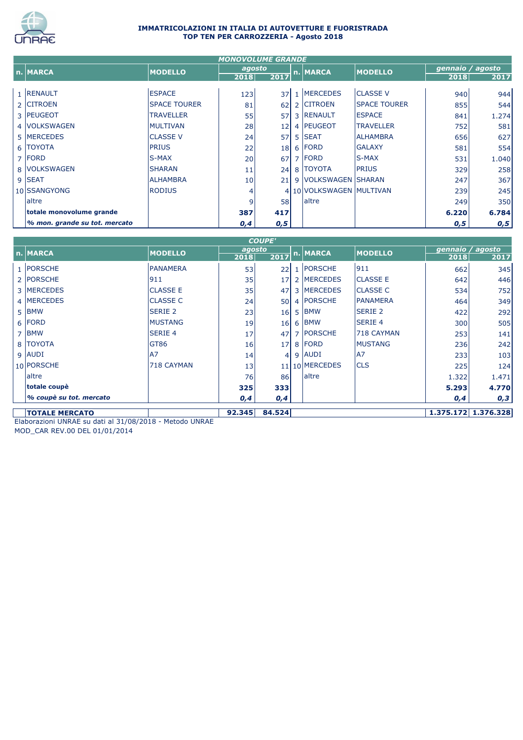**IMMATRICOLAZIONI IN ITALIA DI AUTOVETTURE E FUORISTRADA**
**TOP TEN PER CARROZZERIA - Agosto 2018**

| | | | *MONOVOLUME GRANDE* | | | | | | |
|---|---|---|---|---|---|---|---|---|---|
| n. | MARCA | MODELLO | *agosto* | | n. | MARCA | MODELLO | *gennaio / agosto* | |
| | | | 2018 | 2017 | | | | 2018 | 2017 |
| 1 | RENAULT | ESPACE | 123 | 37 | 1 | MERCEDES | CLASSE V | 940 | 944 |
| 2 | CITROEN | SPACE TOURER | 81 | 62 | 2 | CITROEN | SPACE TOURER | 855 | 544 |
| 3 | PEUGEOT | TRAVELLER | 55 | 57 | 3 | RENAULT | ESPACE | 841 | 1.274 |
| 4 | VOLKSWAGEN | MULTIVAN | 28 | 12 | 4 | PEUGEOT | TRAVELLER | 752 | 581 |
| 5 | MERCEDES | CLASSE V | 24 | 57 | 5 | SEAT | ALHAMBRA | 656 | 627 |
| 6 | TOYOTA | PRIUS | 22 | 18 | 6 | FORD | GALAXY | 581 | 554 |
| 7 | FORD | S-MAX | 20 | 67 | 7 | FORD | S-MAX | 531 | 1.040 |
| 8 | VOLKSWAGEN | SHARAN | 11 | 24 | 8 | TOYOTA | PRIUS | 329 | 258 |
| 9 | SEAT | ALHAMBRA | 10 | 21 | 9 | VOLKSWAGEN | SHARAN | 247 | 367 |
| 10 | SSANGYONG | RODIUS | 4 | 4 | 10 | VOLKSWAGEN | MULTIVAN | 239 | 245 |
| | altre | | 9 | 58 | | altre | | 249 | 350 |
| | **totale monovolume grande** | | **387** | **417** | | | | **6.220** | **6.784** |
| | ***% mon. grande su tot. mercato*** | | ***0,4*** | ***0,5*** | | | | ***0,5*** | ***0,5*** |

| | | | *COUPE'* | | | | | | |
|---|---|---|---|---|---|---|---|---|---|
| n. | MARCA | MODELLO | *agosto* | | n. | MARCA | MODELLO | *gennaio / agosto* | |
| | | | 2018 | 2017 | | | | 2018 | 2017 |
| 1 | PORSCHE | PANAMERA | 53 | 22 | 1 | PORSCHE | 911 | 662 | 345 |
| 2 | PORSCHE | 911 | 35 | 17 | 2 | MERCEDES | CLASSE E | 642 | 446 |
| 3 | MERCEDES | CLASSE E | 35 | 47 | 3 | MERCEDES | CLASSE C | 534 | 752 |
| 4 | MERCEDES | CLASSE C | 24 | 50 | 4 | PORSCHE | PANAMERA | 464 | 349 |
| 5 | BMW | SERIE 2 | 23 | 16 | 5 | BMW | SERIE 2 | 422 | 292 |
| 6 | FORD | MUSTANG | 19 | 16 | 6 | BMW | SERIE 4 | 300 | 505 |
| 7 | BMW | SERIE 4 | 17 | 47 | 7 | PORSCHE | 718 CAYMAN | 253 | 141 |
| 8 | TOYOTA | GT86 | 16 | 17 | 8 | FORD | MUSTANG | 236 | 242 |
| 9 | AUDI | A7 | 14 | 4 | 9 | AUDI | A7 | 233 | 103 |
| 10 | PORSCHE | 718 CAYMAN | 13 | 11 | 10 | MERCEDES | CLS | 225 | 124 |
| | altre | | 76 | 86 | | altre | | 1.322 | 1.471 |
| | **totale coupè** | | **325** | **333** | | | | **5.293** | **4.770** |
| | ***% coupè su tot. mercato*** | | ***0,4*** | ***0,4*** | | | | ***0,4*** | ***0,3*** |
| | **TOTALE MERCATO** | | **92.345** | **84.524** | | | | **1.375.172** | **1.376.328** |

Elaborazioni UNRAE su dati al 31/08/2018 - Metodo UNRAE
MOD_CAR REV.00 DEL 01/01/2014